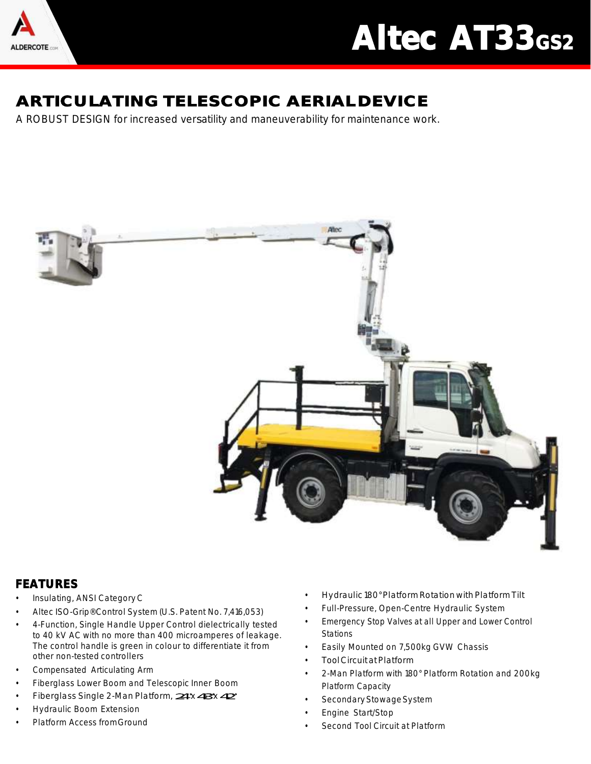# Altec AT33GS2

## ARTICULATING TELESCOPIC AERIAL DEVICE

A ROBUST DESIGN for increased versatility and maneuverability for maintenance work.

### FEATURES

- Insulating, ANSI Category C
- Altec ISO-Grip® Control System (U.S. Patent No. 7,416,053)
- 4-Function, Single Handle Upper Control dielectrically tested to 40 kV AC with no more than 400 microamperes of leakage. The control handle is green in colour to differentiate it from other non-tested controllers
- Compensated Articulating Arm
- Fiberglass Lower Boom and Telescopic Inner Boom
- Fiberglass Single 2-Man Platform, 24" x 48" x 42"
- Hydraulic Boom Extension
- Platform Access from Ground
- Hydraulic 180° Platform Rotation with Platform Tilt
- Full-Pressure, Open-Centre Hydraulic System
- Emergency Stop Valves at all Upper and Lower Control Stations
- Easily Mounted on 7,500kg GVW Chassis
- Tool Circuit at Platform
- 2-Man Platform with 180° Platform Rotation and 200kg Platform Capacity
- Secondary Stowage System
- Engine Start/Stop
- Second Tool Circuit at Platform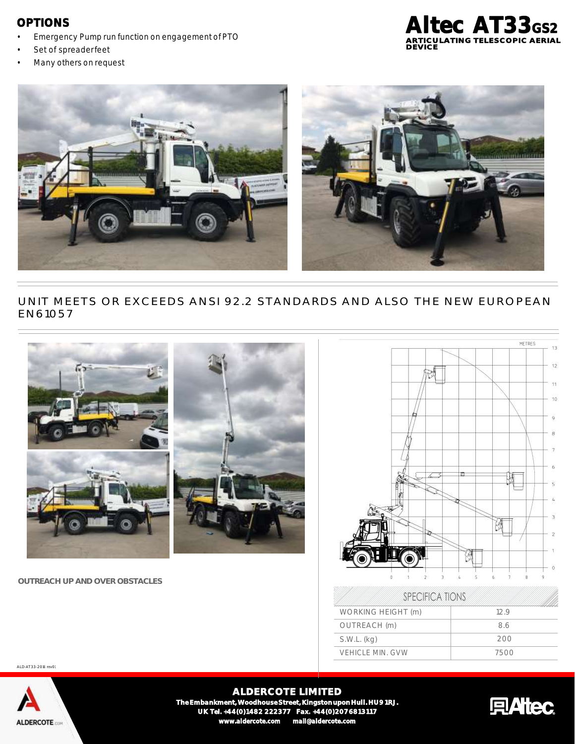## OPTIONS

- Emergency Pump run function on engagement of PTO
- Set of spreader feet
- Many others on request

# Altec AT33GS2

**ARTICULATING TELESCOPIC AERIAL DEVICE**

UNIT MEETS OR EXCEEDS ANSI 92.2 STANDARDS AND ALSO THE NEW EUROPEAN EN61057

**OUTREACH UP AND OVER OBSTACLES**

METRES

13
12
11
10
9
8
7
6
5
4
3
2
1
0

0 1 2 3 4 5 6 7 8 9

| SPECIFICATIONS | |
|---|---|
| WORKING HEIGHT (m) | 12.9 |
| OUTREACH (m) | 8.6 |
| S.W.L. (kg) | 200 |
| VEHICLE MIN. GVW | 7500 |

ALD-AT33-2016 rev01

**ALDERCOTE LIMITED**
**The Embankment, Woodhouse Street, Kingston upon Hull. HU9 1RJ.**
**UK Tel. +44(0)1482 222377 Fax. +44(0)2076813117**
**www.aldercote.com mail@aldercote.com**